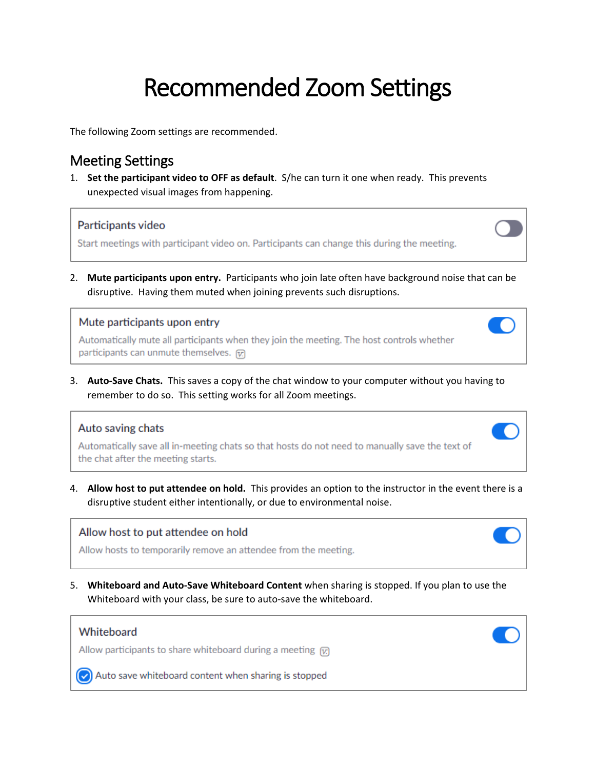# Recommended Zoom Settings

The following Zoom settings are recommended.

## Meeting Settings

1. **Set the participant video to OFF as default**. S/he can turn it one when ready. This prevents unexpected visual images from happening.

> **Participants video**
> Start meetings with participant video on. Participants can change this during the meeting.

2. **Mute participants upon entry.** Participants who join late often have background noise that can be disruptive. Having them muted when joining prevents such disruptions.

> **Mute participants upon entry**
> Automatically mute all participants when they join the meeting. The host controls whether participants can unmute themselves.

3. **Auto-Save Chats.** This saves a copy of the chat window to your computer without you having to remember to do so. This setting works for all Zoom meetings.

> **Auto saving chats**
> Automatically save all in-meeting chats so that hosts do not need to manually save the text of the chat after the meeting starts.

4. **Allow host to put attendee on hold.** This provides an option to the instructor in the event there is a disruptive student either intentionally, or due to environmental noise.

> **Allow host to put attendee on hold**
> Allow hosts to temporarily remove an attendee from the meeting.

5. **Whiteboard and Auto-Save Whiteboard Content** when sharing is stopped. If you plan to use the Whiteboard with your class, be sure to auto-save the whiteboard.

> **Whiteboard**
> Allow participants to share whiteboard during a meeting
>
> ☑ Auto save whiteboard content when sharing is stopped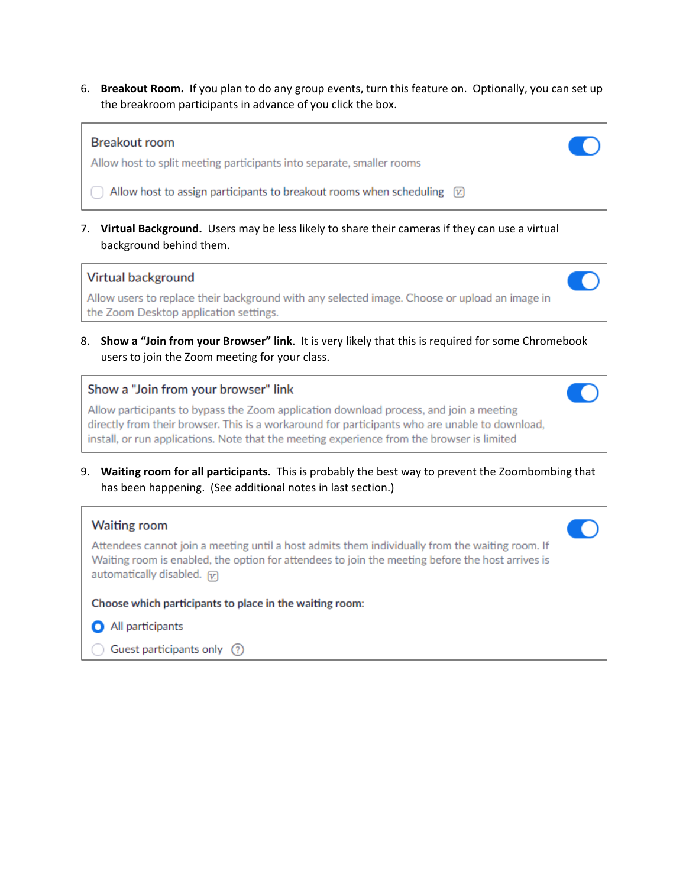6. **Breakout Room.** If you plan to do any group events, turn this feature on. Optionally, you can set up the breakroom participants in advance of you click the box.

> **Breakout room**
>
> Allow host to split meeting participants into separate, smaller rooms
>
> ☐ Allow host to assign participants to breakout rooms when scheduling

7. **Virtual Background.** Users may be less likely to share their cameras if they can use a virtual background behind them.

> **Virtual background**
>
> Allow users to replace their background with any selected image. Choose or upload an image in the Zoom Desktop application settings.

8. **Show a "Join from your Browser" link**. It is very likely that this is required for some Chromebook users to join the Zoom meeting for your class.

> **Show a "Join from your browser" link**
>
> Allow participants to bypass the Zoom application download process, and join a meeting directly from their browser. This is a workaround for participants who are unable to download, install, or run applications. Note that the meeting experience from the browser is limited

9. **Waiting room for all participants.** This is probably the best way to prevent the Zoombombing that has been happening. (See additional notes in last section.)

> **Waiting room**
>
> Attendees cannot join a meeting until a host admits them individually from the waiting room. If Waiting room is enabled, the option for attendees to join the meeting before the host arrives is automatically disabled.
>
> **Choose which participants to place in the waiting room:**
>
> ◉ All participants
>
> ○ Guest participants only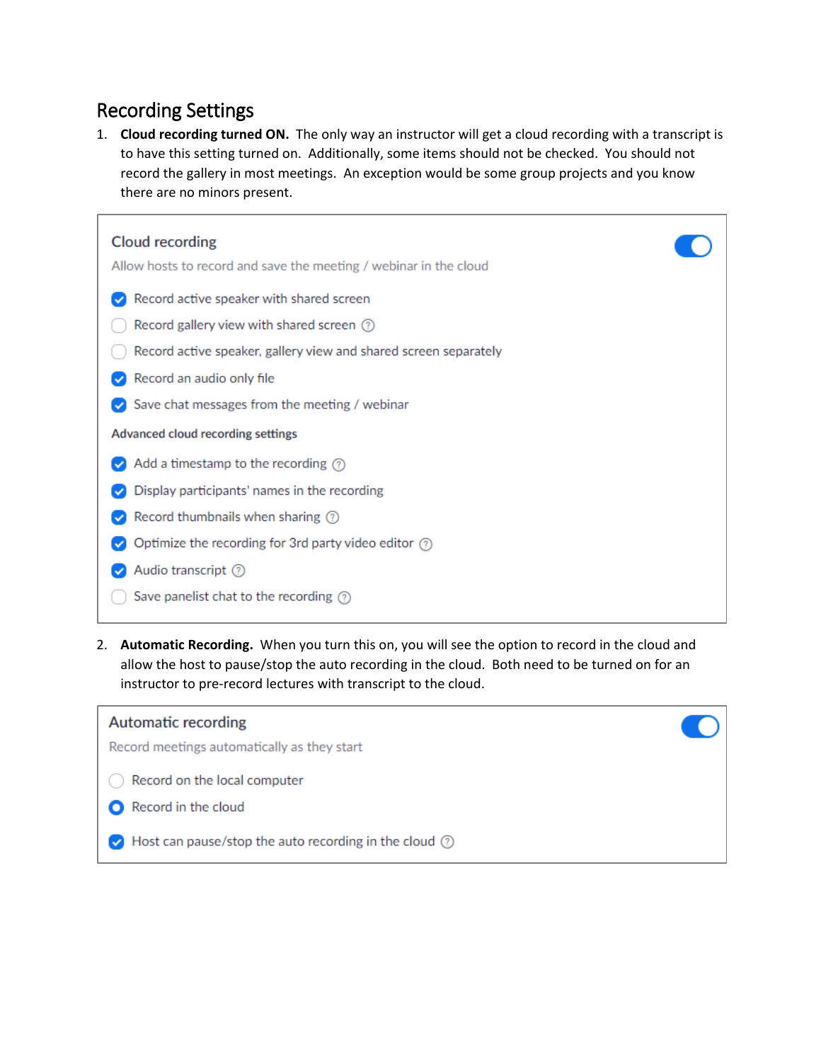## Recording Settings

1. **Cloud recording turned ON.** The only way an instructor will get a cloud recording with a transcript is to have this setting turned on. Additionally, some items should not be checked. You should not record the gallery in most meetings. An exception would be some group projects and you know there are no minors present.

**Cloud recording** (ON)

Allow hosts to record and save the meeting / webinar in the cloud

- [x] Record active speaker with shared screen
- [ ] Record gallery view with shared screen
- [ ] Record active speaker, gallery view and shared screen separately
- [x] Record an audio only file
- [x] Save chat messages from the meeting / webinar

Advanced cloud recording settings

- [x] Add a timestamp to the recording
- [x] Display participants' names in the recording
- [x] Record thumbnails when sharing
- [x] Optimize the recording for 3rd party video editor
- [x] Audio transcript
- [ ] Save panelist chat to the recording

2. **Automatic Recording.** When you turn this on, you will see the option to record in the cloud and allow the host to pause/stop the auto recording in the cloud. Both need to be turned on for an instructor to pre-record lectures with transcript to the cloud.

**Automatic recording** (ON)

Record meetings automatically as they start

- ( ) Record on the local computer
- (•) Record in the cloud

- [x] Host can pause/stop the auto recording in the cloud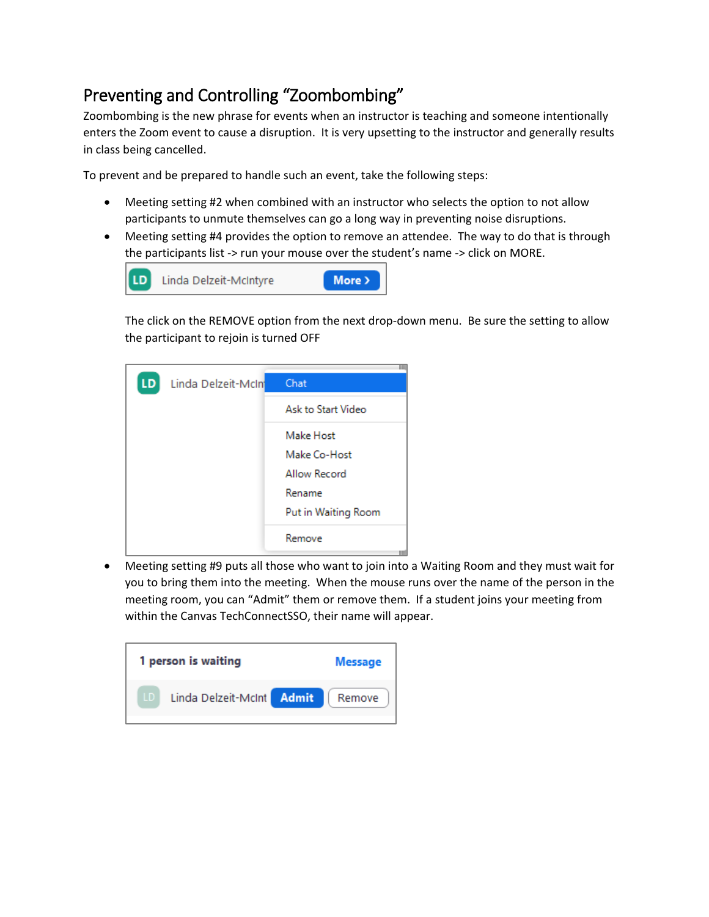## Preventing and Controlling "Zoombombing"

Zoombombing is the new phrase for events when an instructor is teaching and someone intentionally enters the Zoom event to cause a disruption. It is very upsetting to the instructor and generally results in class being cancelled.

To prevent and be prepared to handle such an event, take the following steps:

- Meeting setting #2 when combined with an instructor who selects the option to not allow participants to unmute themselves can go a long way in preventing noise disruptions.
- Meeting setting #4 provides the option to remove an attendee. The way to do that is through the participants list -> run your mouse over the student's name -> click on MORE.

  LD Linda Delzeit-McIntyre More >

  The click on the REMOVE option from the next drop-down menu. Be sure the setting to allow the participant to rejoin is turned OFF

  LD Linda Delzeit-McIn

  - Chat
  - Ask to Start Video
  - Make Host
  - Make Co-Host
  - Allow Record
  - Rename
  - Put in Waiting Room
  - Remove

- Meeting setting #9 puts all those who want to join into a Waiting Room and they must wait for you to bring them into the meeting. When the mouse runs over the name of the person in the meeting room, you can "Admit" them or remove them. If a student joins your meeting from within the Canvas TechConnectSSO, their name will appear.

  **1 person is waiting** Message

  LD Linda Delzeit-McInt Admit Remove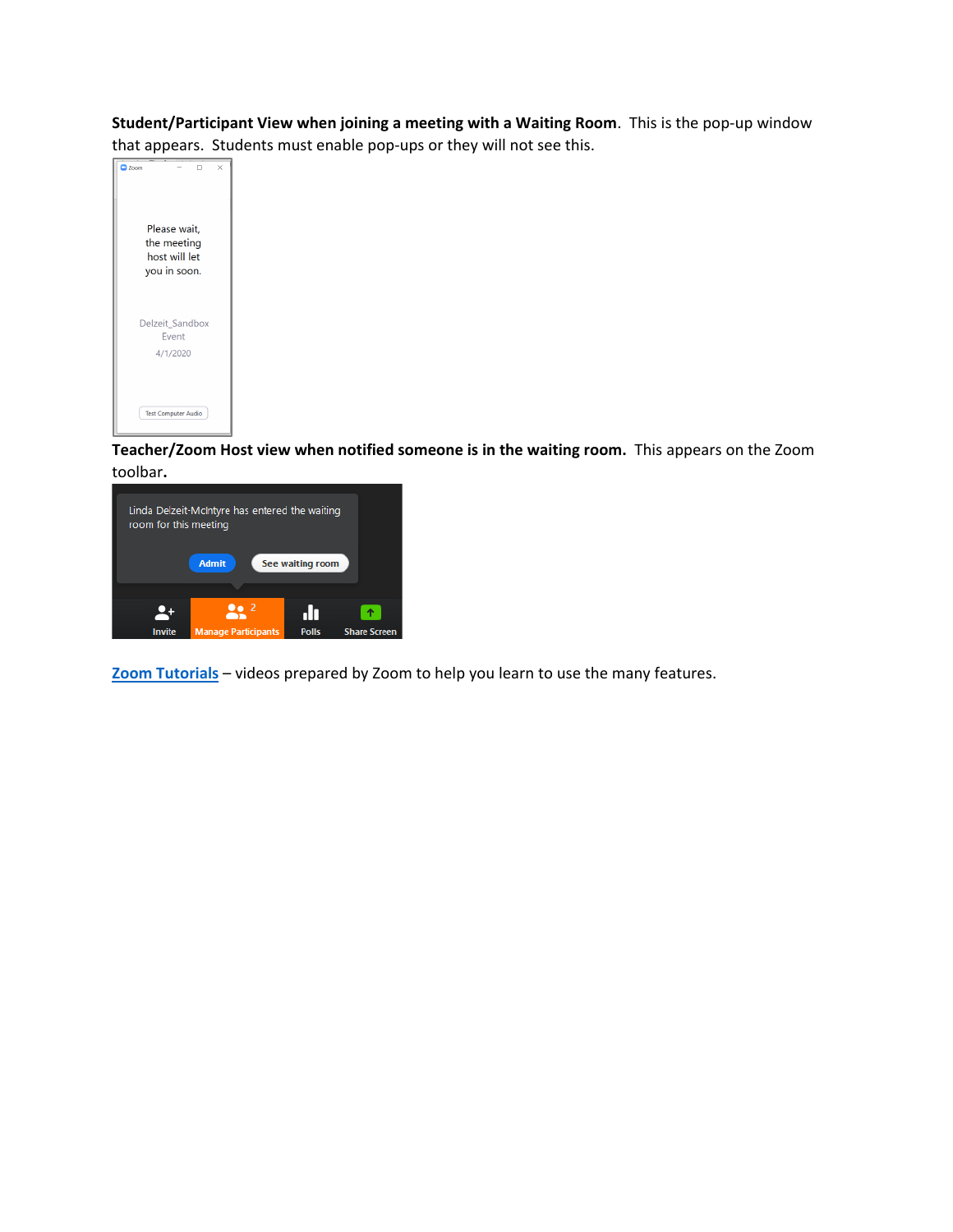**Student/Participant View when joining a meeting with a Waiting Room**. This is the pop-up window that appears. Students must enable pop-ups or they will not see this.

**Teacher/Zoom Host view when notified someone is in the waiting room.** This appears on the Zoom toolbar**.**

[Zoom Tutorials](#) – videos prepared by Zoom to help you learn to use the many features.